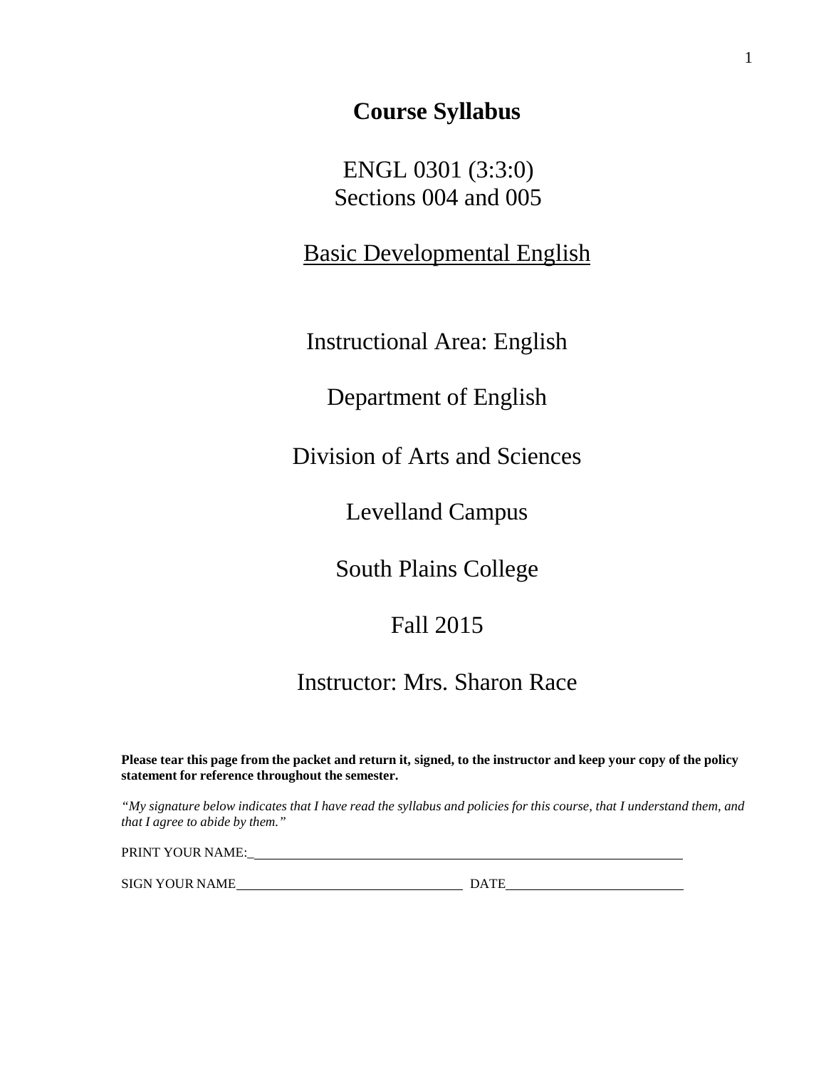# Course Syllabus

ENGL 0301 (3:3:0)
Sections 004 and 005

Basic Developmental English

Instructional Area: English

Department of English

Division of Arts and Sciences

Levelland Campus

South Plains College

Fall 2015

Instructor: Mrs. Sharon Race

**Please tear this page from the packet and return it, signed, to the instructor and keep your copy of the policy statement for reference throughout the semester.**

*"My signature below indicates that I have read the syllabus and policies for this course, that I understand them, and that I agree to abide by them."*

PRINT YOUR NAME:_________________________________________________________________

SIGN YOUR NAME_________________________________ DATE__________________________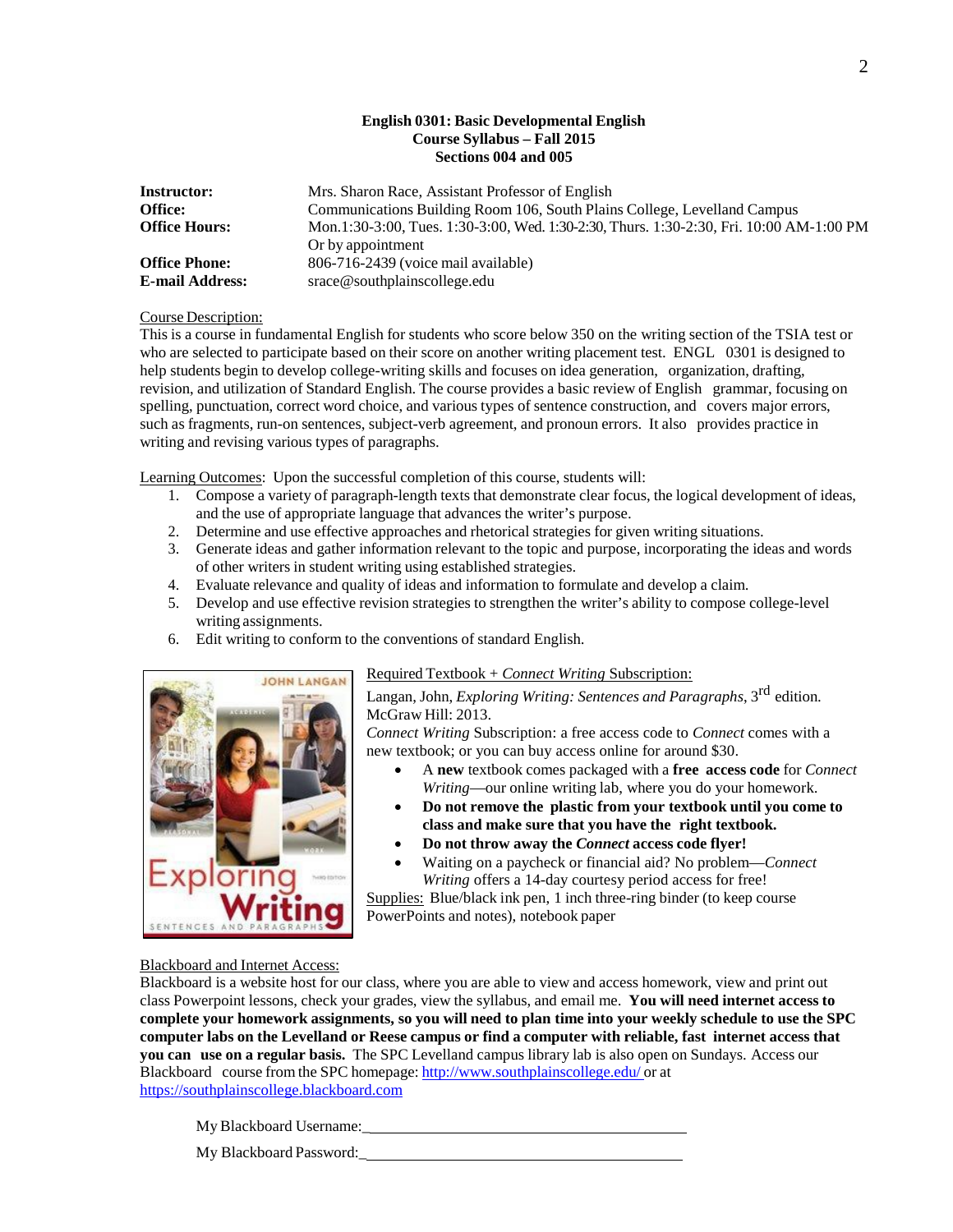**English 0301: Basic Developmental English**
**Course Syllabus – Fall 2015**
**Sections 004 and 005**

| | |
|---|---|
| **Instructor:** | Mrs. Sharon Race, Assistant Professor of English |
| **Office:** | Communications Building Room 106, South Plains College, Levelland Campus |
| **Office Hours:** | Mon.1:30-3:00, Tues. 1:30-3:00, Wed. 1:30-2:30, Thurs. 1:30-2:30, Fri. 10:00 AM-1:00 PM Or by appointment |
| **Office Phone:** | 806-716-2439 (voice mail available) |
| **E-mail Address:** | srace@southplainscollege.edu |

Course Description:
This is a course in fundamental English for students who score below 350 on the writing section of the TSIA test or who are selected to participate based on their score on another writing placement test. ENGL 0301 is designed to help students begin to develop college-writing skills and focuses on idea generation, organization, drafting, revision, and utilization of Standard English. The course provides a basic review of English grammar, focusing on spelling, punctuation, correct word choice, and various types of sentence construction, and covers major errors, such as fragments, run-on sentences, subject-verb agreement, and pronoun errors. It also provides practice in writing and revising various types of paragraphs.

Learning Outcomes: Upon the successful completion of this course, students will:

1. Compose a variety of paragraph-length texts that demonstrate clear focus, the logical development of ideas, and the use of appropriate language that advances the writer's purpose.
2. Determine and use effective approaches and rhetorical strategies for given writing situations.
3. Generate ideas and gather information relevant to the topic and purpose, incorporating the ideas and words of other writers in student writing using established strategies.
4. Evaluate relevance and quality of ideas and information to formulate and develop a claim.
5. Develop and use effective revision strategies to strengthen the writer's ability to compose college-level writing assignments.
6. Edit writing to conform to the conventions of standard English.

Required Textbook + *Connect Writing* Subscription:
Langan, John, *Exploring Writing: Sentences and Paragraphs*, 3rd edition. McGraw Hill: 2013.
*Connect Writing* Subscription: a free access code to *Connect* comes with a new textbook; or you can buy access online for around $30.

- A **new** textbook comes packaged with a **free access code** for *Connect Writing*—our online writing lab, where you do your homework.
- **Do not remove the plastic from your textbook until you come to class and make sure that you have the right textbook.**
- **Do not throw away the *Connect* access code flyer!**
- Waiting on a paycheck or financial aid? No problem—*Connect Writing* offers a 14-day courtesy period access for free!

Supplies: Blue/black ink pen, 1 inch three-ring binder (to keep course PowerPoints and notes), notebook paper

Blackboard and Internet Access:
Blackboard is a website host for our class, where you are able to view and access homework, view and print out class Powerpoint lessons, check your grades, view the syllabus, and email me. **You will need internet access to complete your homework assignments, so you will need to plan time into your weekly schedule to use the SPC computer labs on the Levelland or Reese campus or find a computer with reliable, fast internet access that you can use on a regular basis.** The SPC Levelland campus library lab is also open on Sundays. Access our Blackboard course from the SPC homepage: http://www.southplainscollege.edu/ or at https://southplainscollege.blackboard.com

My Blackboard Username:\_\_\_\_\_\_\_\_\_\_\_\_\_\_\_\_\_\_\_\_\_\_\_\_\_\_\_\_\_\_\_\_\_\_\_\_\_\_\_\_

My Blackboard Password:\_\_\_\_\_\_\_\_\_\_\_\_\_\_\_\_\_\_\_\_\_\_\_\_\_\_\_\_\_\_\_\_\_\_\_\_\_\_\_\_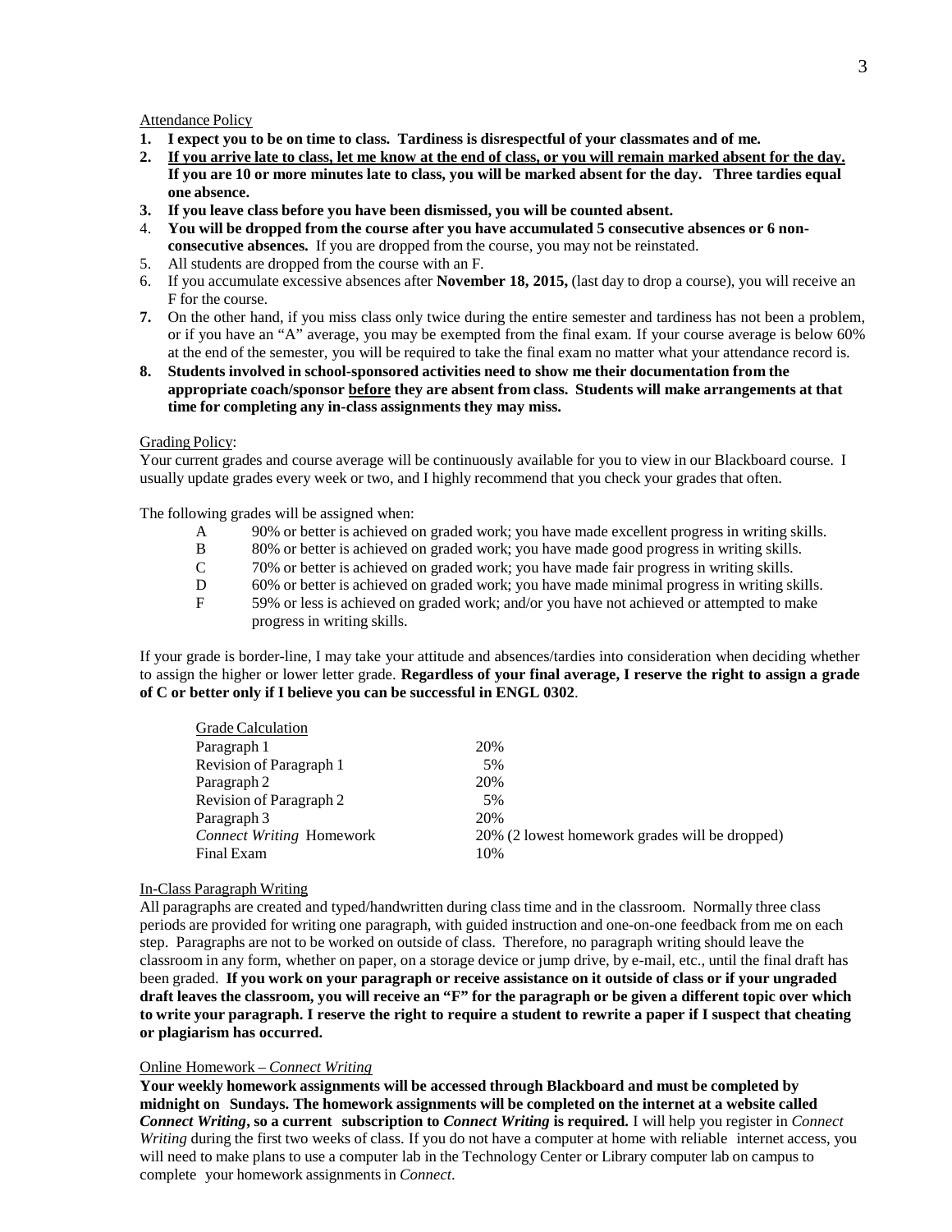Attendance Policy

1. **I expect you to be on time to class. Tardiness is disrespectful of your classmates and of me.**
2. **<u>If you arrive late to class, let me know at the end of class, or you will remain marked absent for the day.</u> If you are 10 or more minutes late to class, you will be marked absent for the day. Three tardies equal one absence.**
3. **If you leave class before you have been dismissed, you will be counted absent.**
4. **You will be dropped from the course after you have accumulated 5 consecutive absences or 6 non-consecutive absences.** If you are dropped from the course, you may not be reinstated.
5. All students are dropped from the course with an F.
6. If you accumulate excessive absences after **November 18, 2015,** (last day to drop a course), you will receive an F for the course.
7. On the other hand, if you miss class only twice during the entire semester and tardiness has not been a problem, or if you have an "A" average, you may be exempted from the final exam. If your course average is below 60% at the end of the semester, you will be required to take the final exam no matter what your attendance record is.
8. **Students involved in school-sponsored activities need to show me their documentation from the appropriate coach/sponsor <u>before</u> they are absent from class. Students will make arrangements at that time for completing any in-class assignments they may miss.**

Grading Policy:

Your current grades and course average will be continuously available for you to view in our Blackboard course. I usually update grades every week or two, and I highly recommend that you check your grades that often.

The following grades will be assigned when:

- A 90% or better is achieved on graded work; you have made excellent progress in writing skills.
- B 80% or better is achieved on graded work; you have made good progress in writing skills.
- C 70% or better is achieved on graded work; you have made fair progress in writing skills.
- D 60% or better is achieved on graded work; you have made minimal progress in writing skills.
- F 59% or less is achieved on graded work; and/or you have not achieved or attempted to make progress in writing skills.

If your grade is border-line, I may take your attitude and absences/tardies into consideration when deciding whether to assign the higher or lower letter grade. **Regardless of your final average, I reserve the right to assign a grade of C or better only if I believe you can be successful in ENGL 0302**.

| Grade Calculation | |
|---|---|
| Paragraph 1 | 20% |
| Revision of Paragraph 1 | 5% |
| Paragraph 2 | 20% |
| Revision of Paragraph 2 | 5% |
| Paragraph 3 | 20% |
| *Connect Writing* Homework | 20% (2 lowest homework grades will be dropped) |
| Final Exam | 10% |

In-Class Paragraph Writing

All paragraphs are created and typed/handwritten during class time and in the classroom. Normally three class periods are provided for writing one paragraph, with guided instruction and one-on-one feedback from me on each step. Paragraphs are not to be worked on outside of class. Therefore, no paragraph writing should leave the classroom in any form, whether on paper, on a storage device or jump drive, by e-mail, etc., until the final draft has been graded. **If you work on your paragraph or receive assistance on it outside of class or if your ungraded draft leaves the classroom, you will receive an "F" for the paragraph or be given a different topic over which to write your paragraph. I reserve the right to require a student to rewrite a paper if I suspect that cheating or plagiarism has occurred.**

Online Homework – *Connect Writing*

**Your weekly homework assignments will be accessed through Blackboard and must be completed by midnight on Sundays. The homework assignments will be completed on the internet at a website called *Connect Writing*, so a current subscription to *Connect Writing* is required.** I will help you register in *Connect Writing* during the first two weeks of class. If you do not have a computer at home with reliable internet access, you will need to make plans to use a computer lab in the Technology Center or Library computer lab on campus to complete your homework assignments in *Connect*.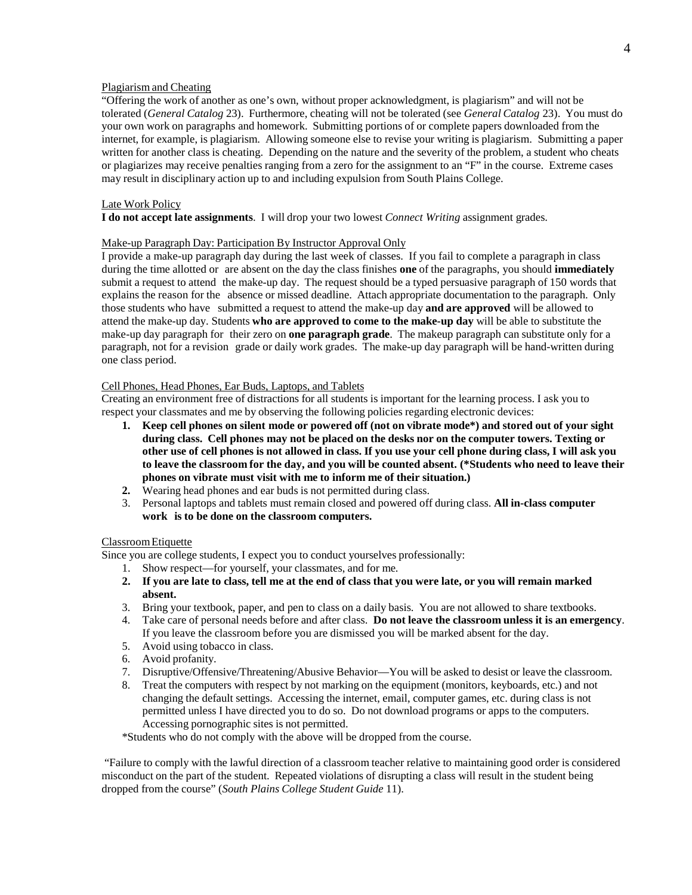Plagiarism and Cheating

"Offering the work of another as one's own, without proper acknowledgment, is plagiarism" and will not be tolerated (*General Catalog* 23). Furthermore, cheating will not be tolerated (see *General Catalog* 23). You must do your own work on paragraphs and homework. Submitting portions of or complete papers downloaded from the internet, for example, is plagiarism. Allowing someone else to revise your writing is plagiarism. Submitting a paper written for another class is cheating. Depending on the nature and the severity of the problem, a student who cheats or plagiarizes may receive penalties ranging from a zero for the assignment to an "F" in the course. Extreme cases may result in disciplinary action up to and including expulsion from South Plains College.

Late Work Policy

**I do not accept late assignments**. I will drop your two lowest *Connect Writing* assignment grades.

Make-up Paragraph Day: Participation By Instructor Approval Only

I provide a make-up paragraph day during the last week of classes. If you fail to complete a paragraph in class during the time allotted or are absent on the day the class finishes **one** of the paragraphs, you should **immediately** submit a request to attend the make-up day. The request should be a typed persuasive paragraph of 150 words that explains the reason for the absence or missed deadline. Attach appropriate documentation to the paragraph. Only those students who have submitted a request to attend the make-up day **and are approved** will be allowed to attend the make-up day. Students **who are approved to come to the make-up day** will be able to substitute the make-up day paragraph for their zero on **one paragraph grade**. The makeup paragraph can substitute only for a paragraph, not for a revision grade or daily work grades. The make-up day paragraph will be hand-written during one class period.

Cell Phones, Head Phones, Ear Buds, Laptops, and Tablets

Creating an environment free of distractions for all students is important for the learning process. I ask you to respect your classmates and me by observing the following policies regarding electronic devices:

1. **Keep cell phones on silent mode or powered off (not on vibrate mode*) and stored out of your sight during class. Cell phones may not be placed on the desks nor on the computer towers. Texting or other use of cell phones is not allowed in class. If you use your cell phone during class, I will ask you to leave the classroom for the day, and you will be counted absent. (*Students who need to leave their phones on vibrate must visit with me to inform me of their situation.)**
2. Wearing head phones and ear buds is not permitted during class.
3. Personal laptops and tablets must remain closed and powered off during class. **All in-class computer work is to be done on the classroom computers.**

Classroom Etiquette

Since you are college students, I expect you to conduct yourselves professionally:

1. Show respect—for yourself, your classmates, and for me.
2. **If you are late to class, tell me at the end of class that you were late, or you will remain marked absent.**
3. Bring your textbook, paper, and pen to class on a daily basis. You are not allowed to share textbooks.
4. Take care of personal needs before and after class. **Do not leave the classroom unless it is an emergency**. If you leave the classroom before you are dismissed you will be marked absent for the day.
5. Avoid using tobacco in class.
6. Avoid profanity.
7. Disruptive/Offensive/Threatening/Abusive Behavior—You will be asked to desist or leave the classroom.
8. Treat the computers with respect by not marking on the equipment (monitors, keyboards, etc.) and not changing the default settings. Accessing the internet, email, computer games, etc. during class is not permitted unless I have directed you to do so. Do not download programs or apps to the computers. Accessing pornographic sites is not permitted.

*Students who do not comply with the above will be dropped from the course.

"Failure to comply with the lawful direction of a classroom teacher relative to maintaining good order is considered misconduct on the part of the student. Repeated violations of disrupting a class will result in the student being dropped from the course" (*South Plains College Student Guide* 11).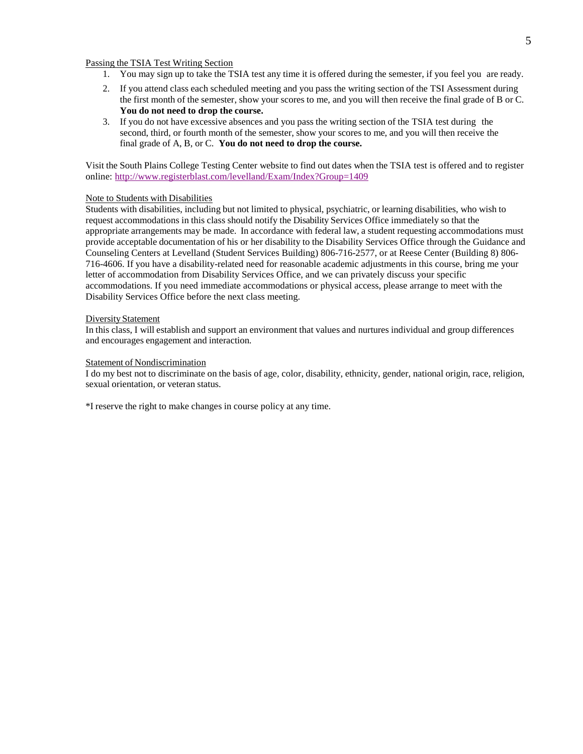Passing the TSIA Test Writing Section

1. You may sign up to take the TSIA test any time it is offered during the semester, if you feel you are ready.
2. If you attend class each scheduled meeting and you pass the writing section of the TSI Assessment during the first month of the semester, show your scores to me, and you will then receive the final grade of B or C. **You do not need to drop the course.**
3. If you do not have excessive absences and you pass the writing section of the TSIA test during the second, third, or fourth month of the semester, show your scores to me, and you will then receive the final grade of A, B, or C. **You do not need to drop the course.**

Visit the South Plains College Testing Center website to find out dates when the TSIA test is offered and to register online: http://www.registerblast.com/levelland/Exam/Index?Group=1409

Note to Students with Disabilities

Students with disabilities, including but not limited to physical, psychiatric, or learning disabilities, who wish to request accommodations in this class should notify the Disability Services Office immediately so that the appropriate arrangements may be made. In accordance with federal law, a student requesting accommodations must provide acceptable documentation of his or her disability to the Disability Services Office through the Guidance and Counseling Centers at Levelland (Student Services Building) 806-716-2577, or at Reese Center (Building 8) 806-716-4606. If you have a disability-related need for reasonable academic adjustments in this course, bring me your letter of accommodation from Disability Services Office, and we can privately discuss your specific accommodations. If you need immediate accommodations or physical access, please arrange to meet with the Disability Services Office before the next class meeting.

Diversity Statement

In this class, I will establish and support an environment that values and nurtures individual and group differences and encourages engagement and interaction.

Statement of Nondiscrimination

I do my best not to discriminate on the basis of age, color, disability, ethnicity, gender, national origin, race, religion, sexual orientation, or veteran status.

*I reserve the right to make changes in course policy at any time.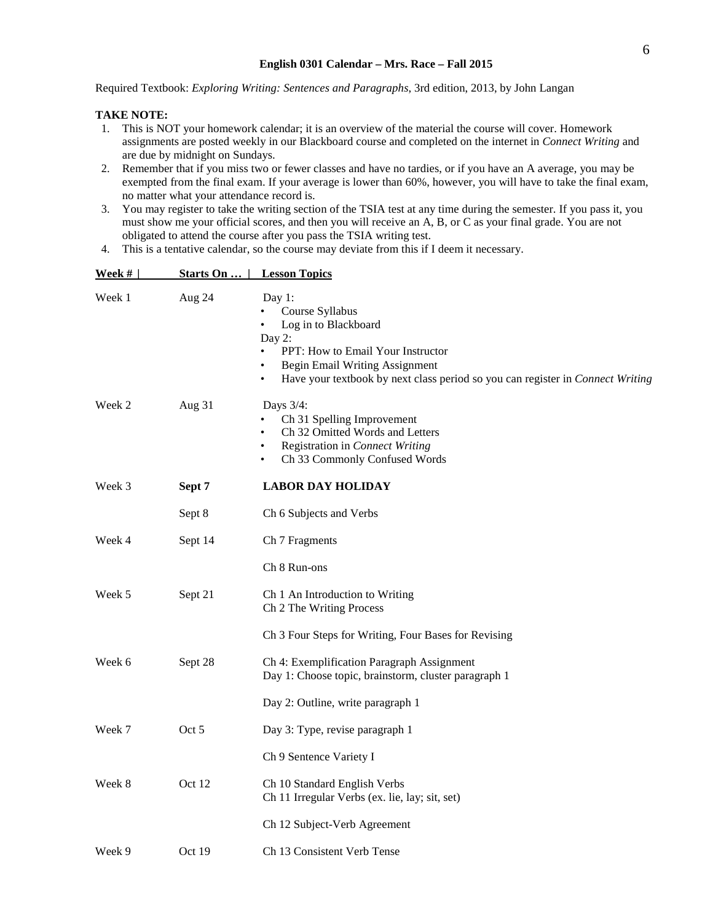## English 0301 Calendar – Mrs. Race – Fall 2015

Required Textbook: *Exploring Writing: Sentences and Paragraphs*, 3rd edition, 2013, by John Langan

**TAKE NOTE:**

1. This is NOT your homework calendar; it is an overview of the material the course will cover. Homework assignments are posted weekly in our Blackboard course and completed on the internet in *Connect Writing* and are due by midnight on Sundays.
2. Remember that if you miss two or fewer classes and have no tardies, or if you have an A average, you may be exempted from the final exam. If your average is lower than 60%, however, you will have to take the final exam, no matter what your attendance record is.
3. You may register to take the writing section of the TSIA test at any time during the semester. If you pass it, you must show me your official scores, and then you will receive an A, B, or C as your final grade. You are not obligated to attend the course after you pass the TSIA writing test.
4. This is a tentative calendar, so the course may deviate from this if I deem it necessary.

| Week # | Starts On … | Lesson Topics |
|---|---|---|
| Week 1 | Aug 24 | Day 1:<br>• Course Syllabus<br>• Log in to Blackboard<br>Day 2:<br>• PPT: How to Email Your Instructor<br>• Begin Email Writing Assignment<br>• Have your textbook by next class period so you can register in *Connect Writing* |
| Week 2 | Aug 31 | Days 3/4:<br>• Ch 31 Spelling Improvement<br>• Ch 32 Omitted Words and Letters<br>• Registration in *Connect Writing*<br>• Ch 33 Commonly Confused Words |
| Week 3 | **Sept 7** | **LABOR DAY HOLIDAY** |
| | Sept 8 | Ch 6 Subjects and Verbs |
| Week 4 | Sept 14 | Ch 7 Fragments |
| | | Ch 8 Run-ons |
| Week 5 | Sept 21 | Ch 1 An Introduction to Writing<br>Ch 2 The Writing Process |
| | | Ch 3 Four Steps for Writing, Four Bases for Revising |
| Week 6 | Sept 28 | Ch 4: Exemplification Paragraph Assignment<br>Day 1: Choose topic, brainstorm, cluster paragraph 1 |
| | | Day 2: Outline, write paragraph 1 |
| Week 7 | Oct 5 | Day 3: Type, revise paragraph 1 |
| | | Ch 9 Sentence Variety I |
| Week 8 | Oct 12 | Ch 10 Standard English Verbs<br>Ch 11 Irregular Verbs (ex. lie, lay; sit, set) |
| | | Ch 12 Subject-Verb Agreement |
| Week 9 | Oct 19 | Ch 13 Consistent Verb Tense |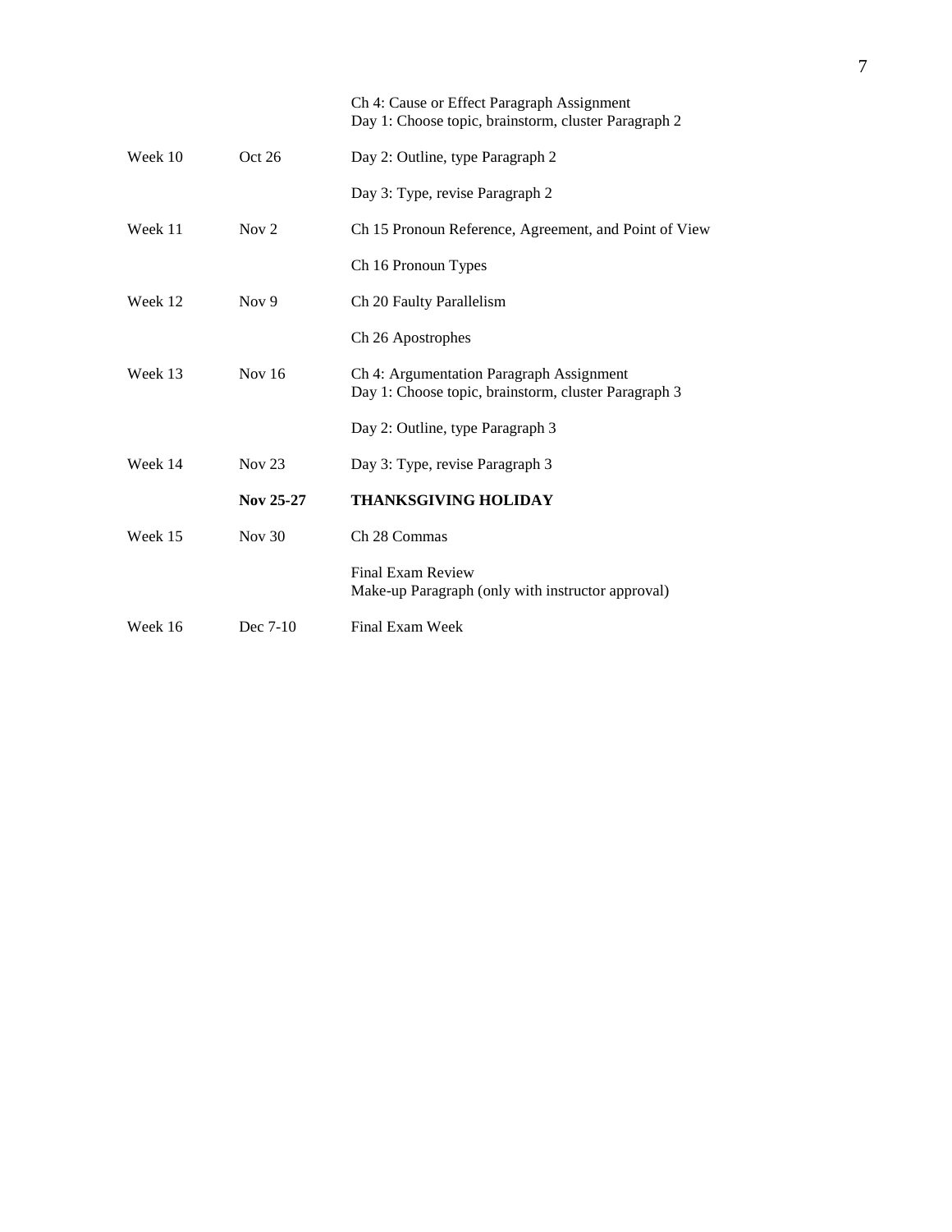| | | |
|---|---|---|
| | | Ch 4: Cause or Effect Paragraph Assignment<br>Day 1: Choose topic, brainstorm, cluster Paragraph 2 |
| Week 10 | Oct 26 | Day 2: Outline, type Paragraph 2 |
| | | Day 3: Type, revise Paragraph 2 |
| Week 11 | Nov 2 | Ch 15 Pronoun Reference, Agreement, and Point of View |
| | | Ch 16 Pronoun Types |
| Week 12 | Nov 9 | Ch 20 Faulty Parallelism |
| | | Ch 26 Apostrophes |
| Week 13 | Nov 16 | Ch 4: Argumentation Paragraph Assignment<br>Day 1: Choose topic, brainstorm, cluster Paragraph 3 |
| | | Day 2: Outline, type Paragraph 3 |
| Week 14 | Nov 23 | Day 3: Type, revise Paragraph 3 |
| | **Nov 25-27** | **THANKSGIVING HOLIDAY** |
| Week 15 | Nov 30 | Ch 28 Commas |
| | | Final Exam Review<br>Make-up Paragraph (only with instructor approval) |
| Week 16 | Dec 7-10 | Final Exam Week |